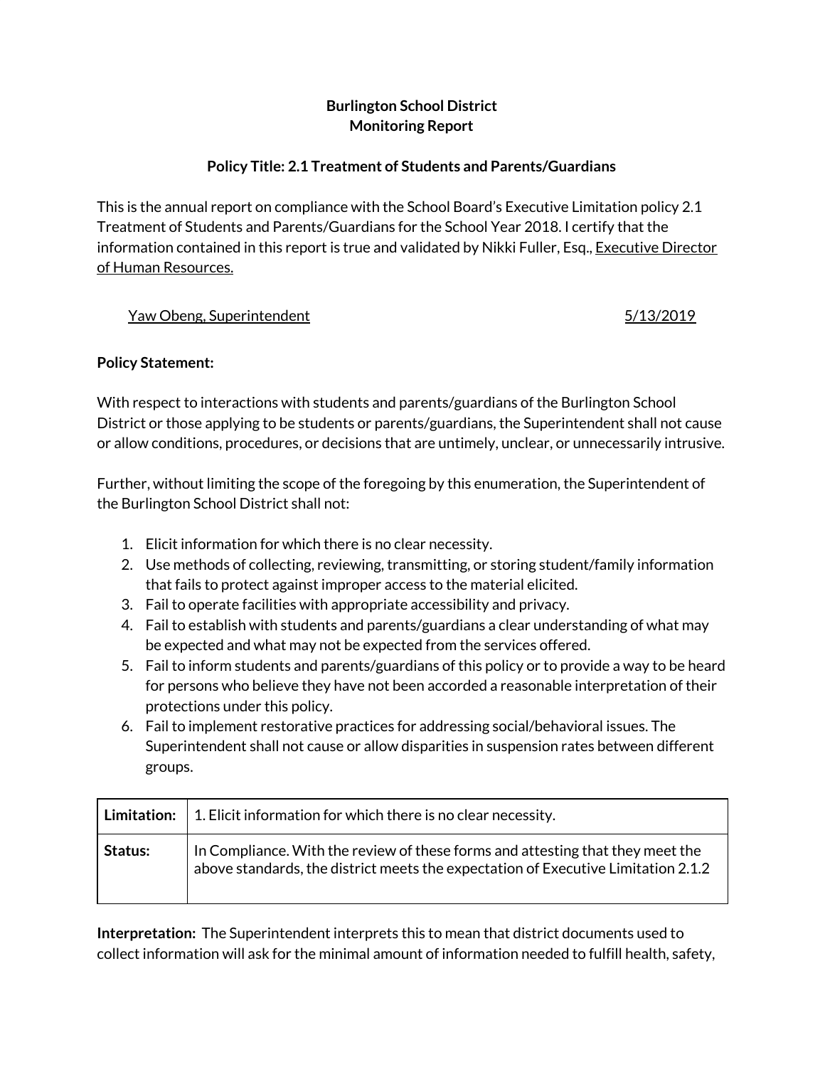**Burlington School District**
**Monitoring Report**

**Policy Title: 2.1 Treatment of Students and Parents/Guardians**

This is the annual report on compliance with the School Board's Executive Limitation policy 2.1 Treatment of Students and Parents/Guardians for the School Year 2018. I certify that the information contained in this report is true and validated by Nikki Fuller, Esq., Executive Director of Human Resources.

Yaw Obeng, Superintendent 5/13/2019

**Policy Statement:**

With respect to interactions with students and parents/guardians of the Burlington School District or those applying to be students or parents/guardians, the Superintendent shall not cause or allow conditions, procedures, or decisions that are untimely, unclear, or unnecessarily intrusive.

Further, without limiting the scope of the foregoing by this enumeration, the Superintendent of the Burlington School District shall not:

1. Elicit information for which there is no clear necessity.
2. Use methods of collecting, reviewing, transmitting, or storing student/family information that fails to protect against improper access to the material elicited.
3. Fail to operate facilities with appropriate accessibility and privacy.
4. Fail to establish with students and parents/guardians a clear understanding of what may be expected and what may not be expected from the services offered.
5. Fail to inform students and parents/guardians of this policy or to provide a way to be heard for persons who believe they have not been accorded a reasonable interpretation of their protections under this policy.
6. Fail to implement restorative practices for addressing social/behavioral issues. The Superintendent shall not cause or allow disparities in suspension rates between different groups.

| **Limitation:** | 1. Elicit information for which there is no clear necessity. |
|---|---|
| **Status:** | In Compliance. With the review of these forms and attesting that they meet the above standards, the district meets the expectation of Executive Limitation 2.1.2 |

**Interpretation:** The Superintendent interprets this to mean that district documents used to collect information will ask for the minimal amount of information needed to fulfill health, safety,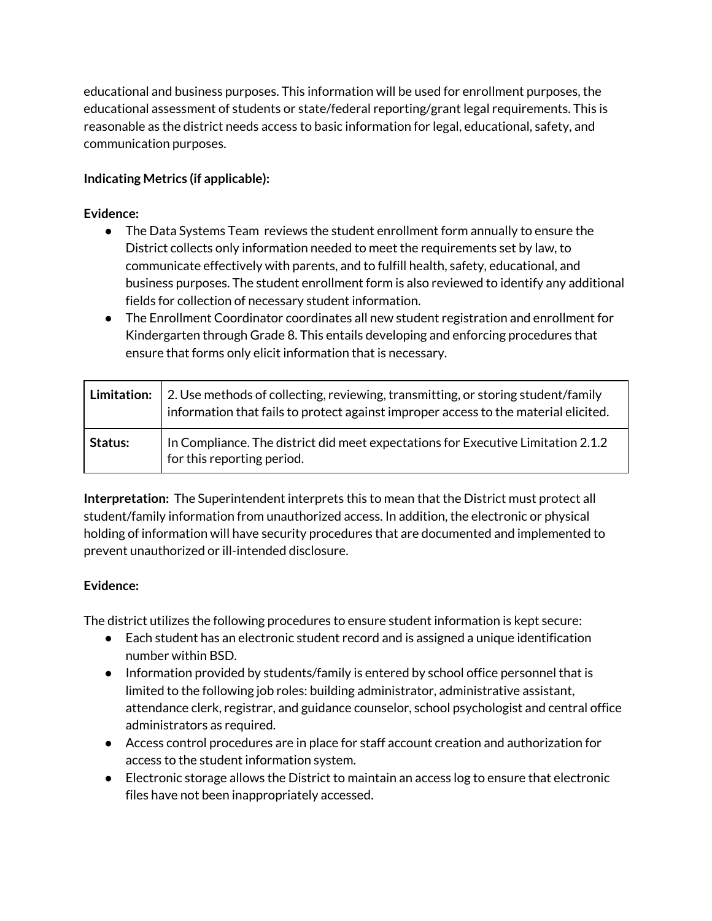educational and business purposes. This information will be used for enrollment purposes, the educational assessment of students or state/federal reporting/grant legal requirements. This is reasonable as the district needs access to basic information for legal, educational, safety, and communication purposes.

**Indicating Metrics (if applicable):**

**Evidence:**

- The Data Systems Team reviews the student enrollment form annually to ensure the District collects only information needed to meet the requirements set by law, to communicate effectively with parents, and to fulfill health, safety, educational, and business purposes. The student enrollment form is also reviewed to identify any additional fields for collection of necessary student information.
- The Enrollment Coordinator coordinates all new student registration and enrollment for Kindergarten through Grade 8. This entails developing and enforcing procedures that ensure that forms only elicit information that is necessary.

| **Limitation:** | 2. Use methods of collecting, reviewing, transmitting, or storing student/family information that fails to protect against improper access to the material elicited. |
|---|---|
| **Status:** | In Compliance. The district did meet expectations for Executive Limitation 2.1.2 for this reporting period. |

**Interpretation:** The Superintendent interprets this to mean that the District must protect all student/family information from unauthorized access. In addition, the electronic or physical holding of information will have security procedures that are documented and implemented to prevent unauthorized or ill-intended disclosure.

**Evidence:**

The district utilizes the following procedures to ensure student information is kept secure:

- Each student has an electronic student record and is assigned a unique identification number within BSD.
- Information provided by students/family is entered by school office personnel that is limited to the following job roles: building administrator, administrative assistant, attendance clerk, registrar, and guidance counselor, school psychologist and central office administrators as required.
- Access control procedures are in place for staff account creation and authorization for access to the student information system.
- Electronic storage allows the District to maintain an access log to ensure that electronic files have not been inappropriately accessed.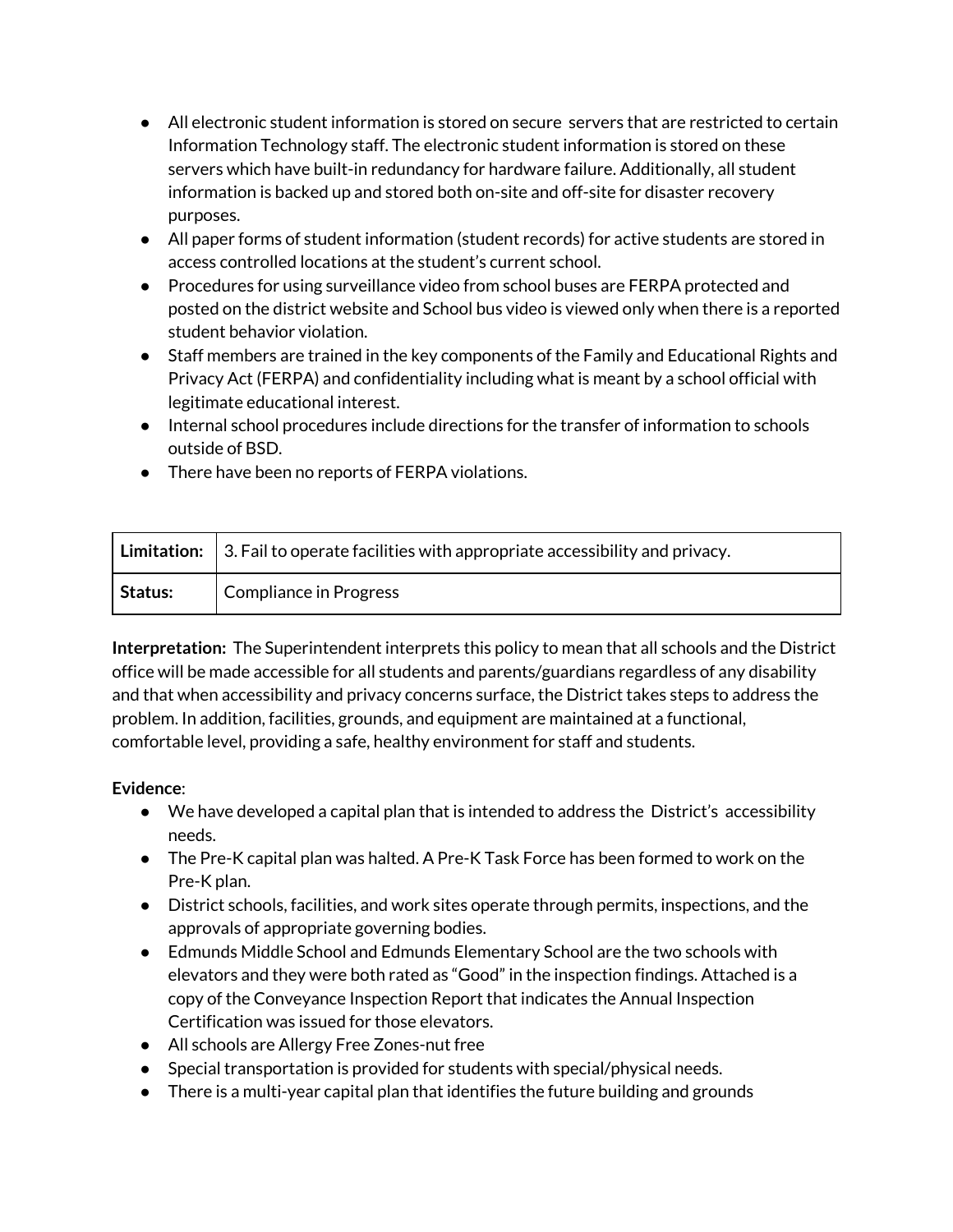- All electronic student information is stored on secure servers that are restricted to certain Information Technology staff. The electronic student information is stored on these servers which have built-in redundancy for hardware failure. Additionally, all student information is backed up and stored both on-site and off-site for disaster recovery purposes.
- All paper forms of student information (student records) for active students are stored in access controlled locations at the student's current school.
- Procedures for using surveillance video from school buses are FERPA protected and posted on the district website and School bus video is viewed only when there is a reported student behavior violation.
- Staff members are trained in the key components of the Family and Educational Rights and Privacy Act (FERPA) and confidentiality including what is meant by a school official with legitimate educational interest.
- Internal school procedures include directions for the transfer of information to schools outside of BSD.
- There have been no reports of FERPA violations.

| **Limitation:** | 3. Fail to operate facilities with appropriate accessibility and privacy. |
|---|---|
| **Status:** | Compliance in Progress |

**Interpretation:** The Superintendent interprets this policy to mean that all schools and the District office will be made accessible for all students and parents/guardians regardless of any disability and that when accessibility and privacy concerns surface, the District takes steps to address the problem. In addition, facilities, grounds, and equipment are maintained at a functional, comfortable level, providing a safe, healthy environment for staff and students.

**Evidence**:

- We have developed a capital plan that is intended to address the District's accessibility needs.
- The Pre-K capital plan was halted. A Pre-K Task Force has been formed to work on the Pre-K plan.
- District schools, facilities, and work sites operate through permits, inspections, and the approvals of appropriate governing bodies.
- Edmunds Middle School and Edmunds Elementary School are the two schools with elevators and they were both rated as "Good" in the inspection findings. Attached is a copy of the Conveyance Inspection Report that indicates the Annual Inspection Certification was issued for those elevators.
- All schools are Allergy Free Zones-nut free
- Special transportation is provided for students with special/physical needs.
- There is a multi-year capital plan that identifies the future building and grounds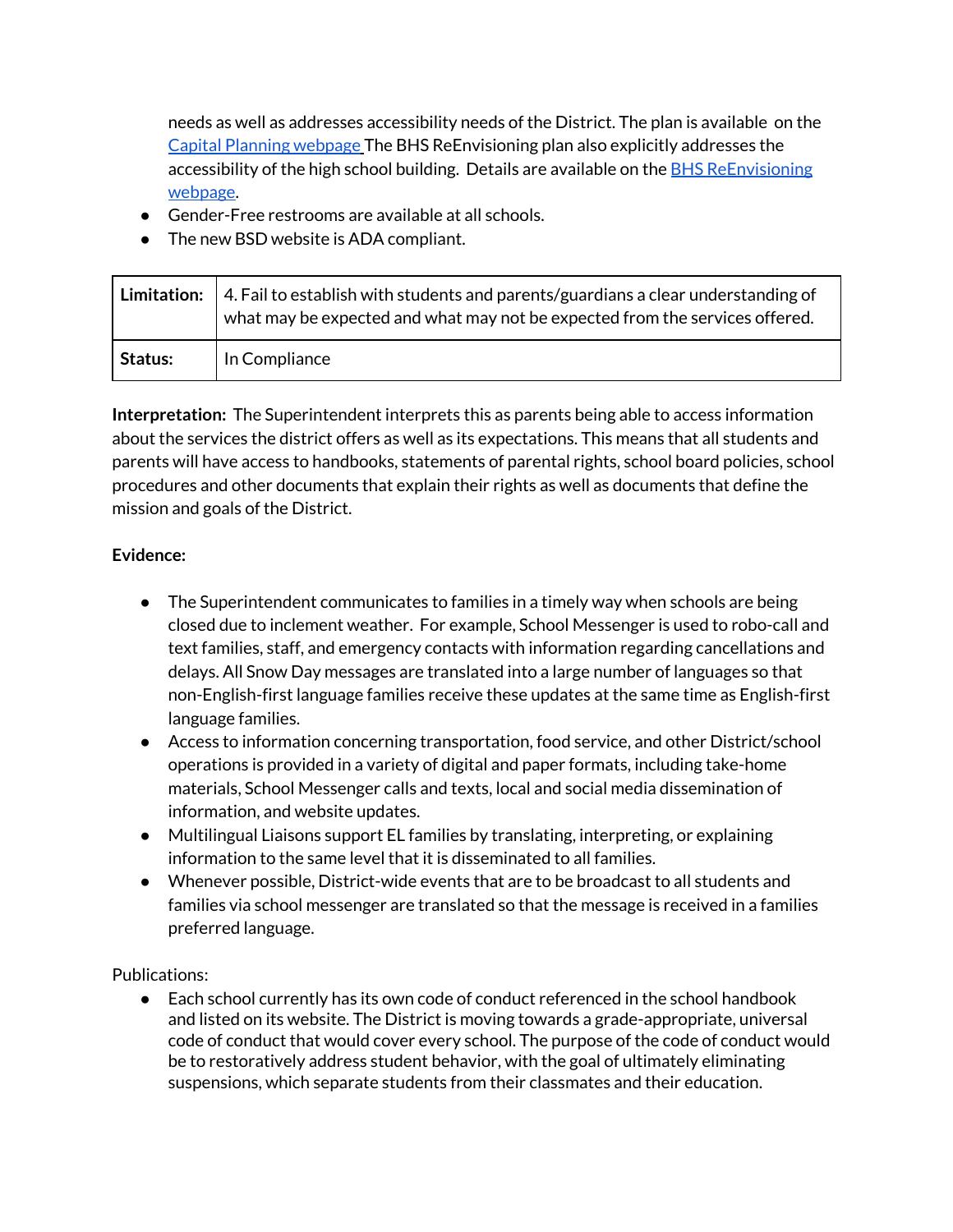needs as well as addresses accessibility needs of the District. The plan is available on the [Capital Planning webpage](#) The BHS ReEnvisioning plan also explicitly addresses the accessibility of the high school building. Details are available on the [BHS ReEnvisioning webpage](#).

- Gender-Free restrooms are available at all schools.
- The new BSD website is ADA compliant.

| **Limitation:** | 4. Fail to establish with students and parents/guardians a clear understanding of what may be expected and what may not be expected from the services offered. |
|---|---|
| **Status:** | In Compliance |

**Interpretation:** The Superintendent interprets this as parents being able to access information about the services the district offers as well as its expectations. This means that all students and parents will have access to handbooks, statements of parental rights, school board policies, school procedures and other documents that explain their rights as well as documents that define the mission and goals of the District.

**Evidence:**

- The Superintendent communicates to families in a timely way when schools are being closed due to inclement weather. For example, School Messenger is used to robo-call and text families, staff, and emergency contacts with information regarding cancellations and delays. All Snow Day messages are translated into a large number of languages so that non-English-first language families receive these updates at the same time as English-first language families.
- Access to information concerning transportation, food service, and other District/school operations is provided in a variety of digital and paper formats, including take-home materials, School Messenger calls and texts, local and social media dissemination of information, and website updates.
- Multilingual Liaisons support EL families by translating, interpreting, or explaining information to the same level that it is disseminated to all families.
- Whenever possible, District-wide events that are to be broadcast to all students and families via school messenger are translated so that the message is received in a families preferred language.

Publications:

- Each school currently has its own code of conduct referenced in the school handbook and listed on its website. The District is moving towards a grade-appropriate, universal code of conduct that would cover every school. The purpose of the code of conduct would be to restoratively address student behavior, with the goal of ultimately eliminating suspensions, which separate students from their classmates and their education.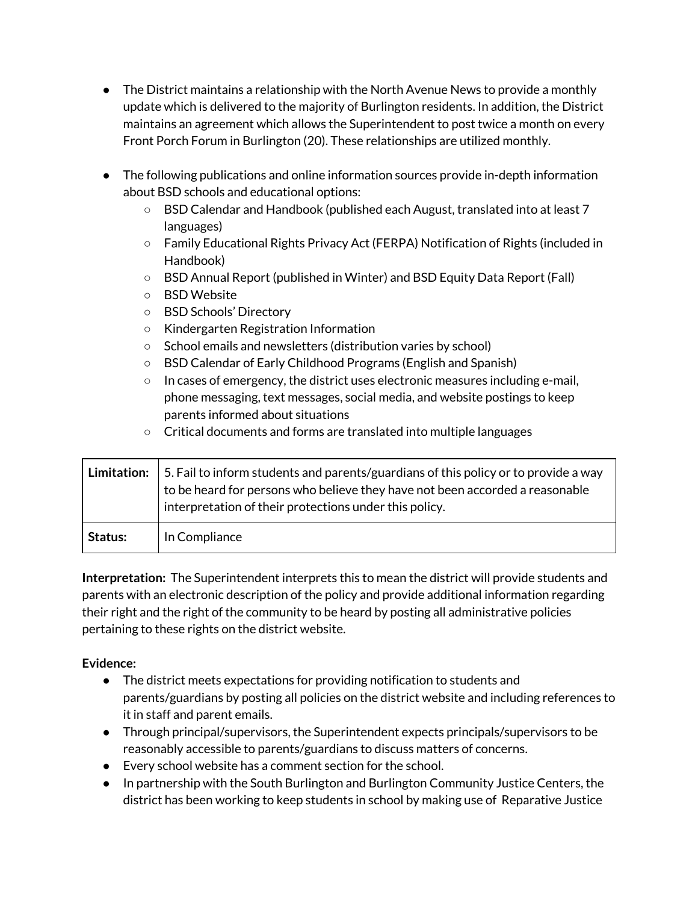- The District maintains a relationship with the North Avenue News to provide a monthly update which is delivered to the majority of Burlington residents. In addition, the District maintains an agreement which allows the Superintendent to post twice a month on every Front Porch Forum in Burlington (20). These relationships are utilized monthly.

- The following publications and online information sources provide in-depth information about BSD schools and educational options:
  - BSD Calendar and Handbook (published each August, translated into at least 7 languages)
  - Family Educational Rights Privacy Act (FERPA) Notification of Rights (included in Handbook)
  - BSD Annual Report (published in Winter) and BSD Equity Data Report (Fall)
  - BSD Website
  - BSD Schools' Directory
  - Kindergarten Registration Information
  - School emails and newsletters (distribution varies by school)
  - BSD Calendar of Early Childhood Programs (English and Spanish)
  - In cases of emergency, the district uses electronic measures including e-mail, phone messaging, text messages, social media, and website postings to keep parents informed about situations
  - Critical documents and forms are translated into multiple languages

| **Limitation:** | 5. Fail to inform students and parents/guardians of this policy or to provide a way to be heard for persons who believe they have not been accorded a reasonable interpretation of their protections under this policy. |
|---|---|
| **Status:** | In Compliance |

**Interpretation:** The Superintendent interprets this to mean the district will provide students and parents with an electronic description of the policy and provide additional information regarding their right and the right of the community to be heard by posting all administrative policies pertaining to these rights on the district website.

**Evidence:**

- The district meets expectations for providing notification to students and parents/guardians by posting all policies on the district website and including references to it in staff and parent emails.
- Through principal/supervisors, the Superintendent expects principals/supervisors to be reasonably accessible to parents/guardians to discuss matters of concerns.
- Every school website has a comment section for the school.
- In partnership with the South Burlington and Burlington Community Justice Centers, the district has been working to keep students in school by making use of Reparative Justice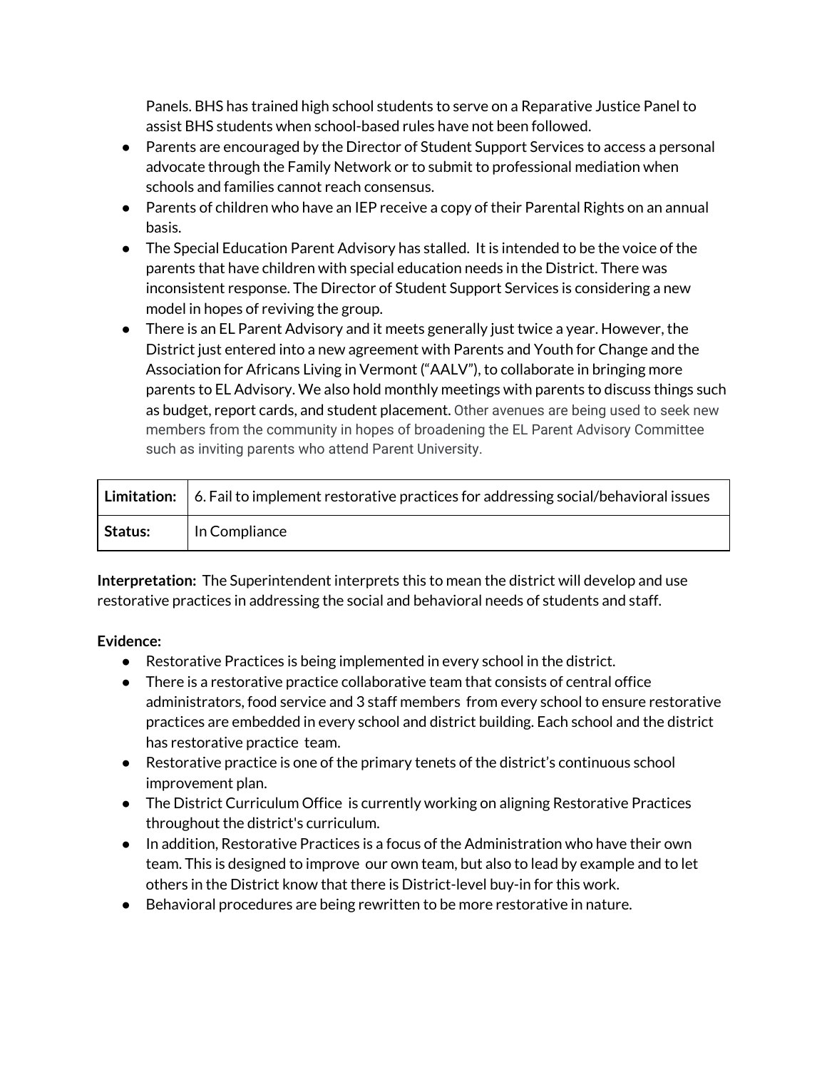Panels. BHS has trained high school students to serve on a Reparative Justice Panel to assist BHS students when school-based rules have not been followed.

- Parents are encouraged by the Director of Student Support Services to access a personal advocate through the Family Network or to submit to professional mediation when schools and families cannot reach consensus.
- Parents of children who have an IEP receive a copy of their Parental Rights on an annual basis.
- The Special Education Parent Advisory has stalled. It is intended to be the voice of the parents that have children with special education needs in the District. There was inconsistent response. The Director of Student Support Services is considering a new model in hopes of reviving the group.
- There is an EL Parent Advisory and it meets generally just twice a year. However, the District just entered into a new agreement with Parents and Youth for Change and the Association for Africans Living in Vermont ("AALV"), to collaborate in bringing more parents to EL Advisory. We also hold monthly meetings with parents to discuss things such as budget, report cards, and student placement. Other avenues are being used to seek new members from the community in hopes of broadening the EL Parent Advisory Committee such as inviting parents who attend Parent University.

| **Limitation:** | 6. Fail to implement restorative practices for addressing social/behavioral issues |
|---|---|
| **Status:** | In Compliance |

**Interpretation:** The Superintendent interprets this to mean the district will develop and use restorative practices in addressing the social and behavioral needs of students and staff.

**Evidence:**

- Restorative Practices is being implemented in every school in the district.
- There is a restorative practice collaborative team that consists of central office administrators, food service and 3 staff members from every school to ensure restorative practices are embedded in every school and district building. Each school and the district has restorative practice team.
- Restorative practice is one of the primary tenets of the district's continuous school improvement plan.
- The District Curriculum Office is currently working on aligning Restorative Practices throughout the district's curriculum.
- In addition, Restorative Practices is a focus of the Administration who have their own team. This is designed to improve our own team, but also to lead by example and to let others in the District know that there is District-level buy-in for this work.
- Behavioral procedures are being rewritten to be more restorative in nature.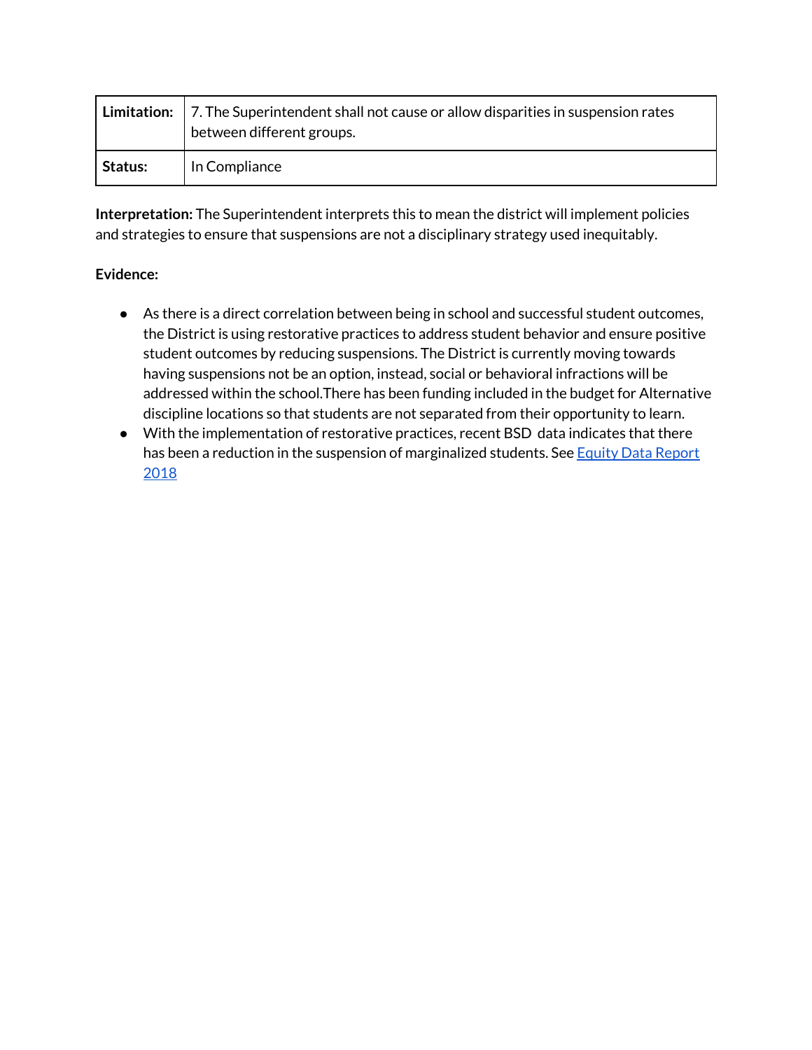| | |
|---|---|
| **Limitation:** | 7. The Superintendent shall not cause or allow disparities in suspension rates between different groups. |
| **Status:** | In Compliance |

**Interpretation:** The Superintendent interprets this to mean the district will implement policies and strategies to ensure that suspensions are not a disciplinary strategy used inequitably.

**Evidence:**

- As there is a direct correlation between being in school and successful student outcomes, the District is using restorative practices to address student behavior and ensure positive student outcomes by reducing suspensions. The District is currently moving towards having suspensions not be an option, instead, social or behavioral infractions will be addressed within the school.There has been funding included in the budget for Alternative discipline locations so that students are not separated from their opportunity to learn.
- With the implementation of restorative practices, recent BSD data indicates that there has been a reduction in the suspension of marginalized students. See Equity Data Report 2018